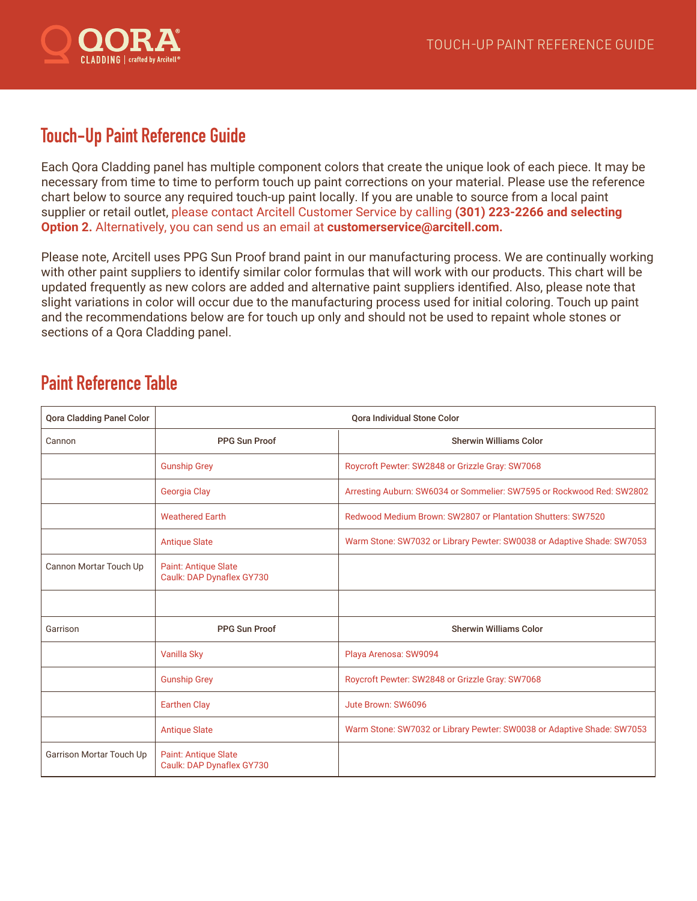# Touch-Up Paint Reference Guide

Each Qora Cladding panel has multiple component colors that create the unique look of each piece. It may be necessary from time to time to perform touch up paint corrections on your material. Please use the reference chart below to source any required touch-up paint locally. If you are unable to source from a local paint supplier or retail outlet, please contact Arcitell Customer Service by calling **(301) 223-2266 and selecting Option 2.** Alternatively, you can send us an email at **customerservice@arcitell.com.**

Please note, Arcitell uses PPG Sun Proof brand paint in our manufacturing process. We are continually working with other paint suppliers to identify similar color formulas that will work with our products. This chart will be updated frequently as new colors are added and alternative paint suppliers identified. Also, please note that slight variations in color will occur due to the manufacturing process used for initial coloring. Touch up paint and the recommendations below are for touch up only and should not be used to repaint whole stones or sections of a Qora Cladding panel.

## Paint Reference Table

| Qora Cladding Panel Color | Qora Individual Stone Color | |
|---|---|---|
| Cannon | PPG Sun Proof | Sherwin Williams Color |
| | Gunship Grey | Roycroft Pewter: SW2848 or Grizzle Gray: SW7068 |
| | Georgia Clay | Arresting Auburn: SW6034 or Sommelier: SW7595 or Rockwood Red: SW2802 |
| | Weathered Earth | Redwood Medium Brown: SW2807 or Plantation Shutters: SW7520 |
| | Antique Slate | Warm Stone: SW7032 or Library Pewter: SW0038 or Adaptive Shade: SW7053 |
| Cannon Mortar Touch Up | Paint: Antique Slate<br>Caulk: DAP Dynaflex GY730 | |
| | | |
| Garrison | PPG Sun Proof | Sherwin Williams Color |
| | Vanilla Sky | Playa Arenosa: SW9094 |
| | Gunship Grey | Roycroft Pewter: SW2848 or Grizzle Gray: SW7068 |
| | Earthen Clay | Jute Brown: SW6096 |
| | Antique Slate | Warm Stone: SW7032 or Library Pewter: SW0038 or Adaptive Shade: SW7053 |
| Garrison Mortar Touch Up | Paint: Antique Slate<br>Caulk: DAP Dynaflex GY730 | |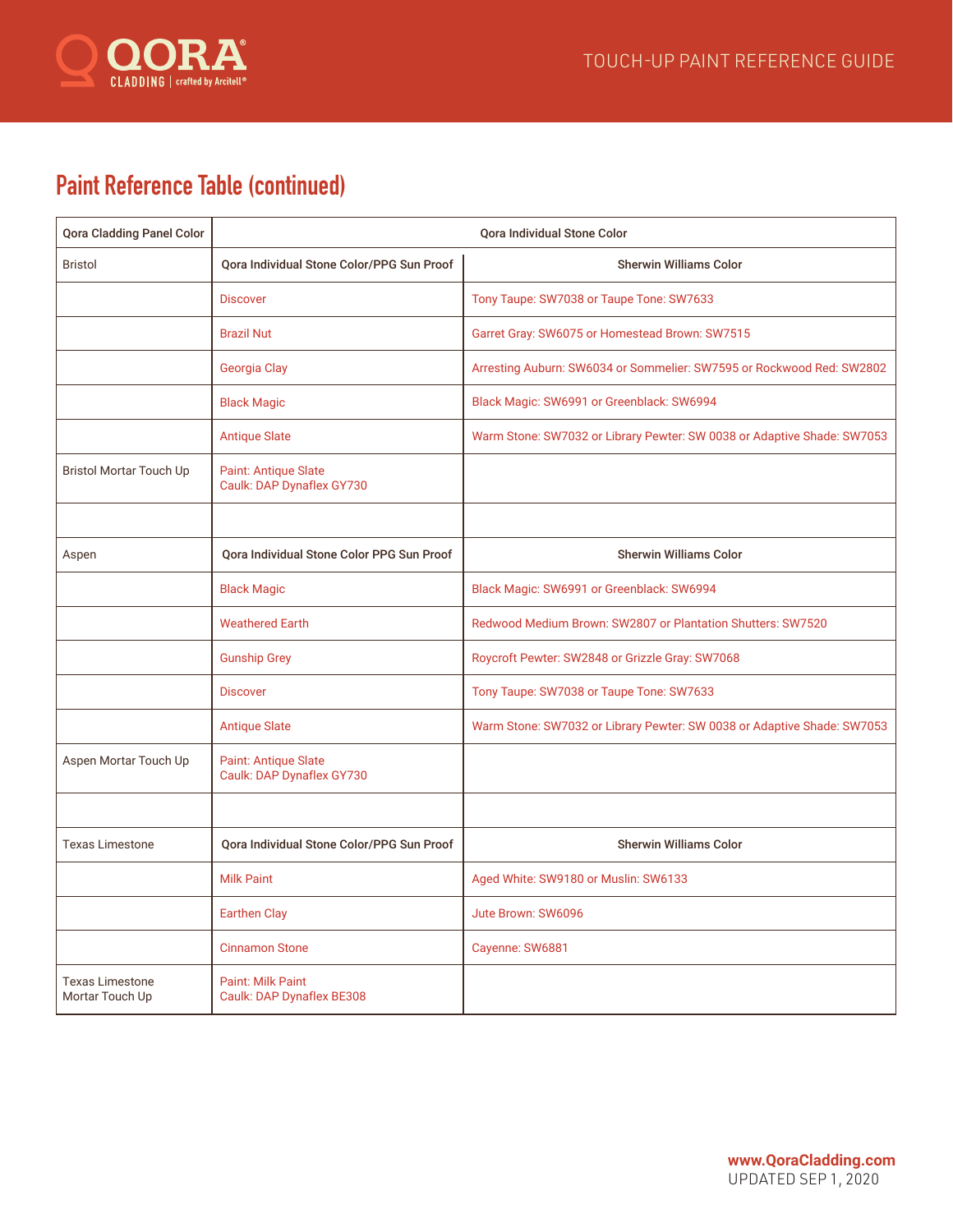## Paint Reference Table (continued)

| Qora Cladding Panel Color | Qora Individual Stone Color | |
|---|---|---|
| Bristol | Qora Individual Stone Color/PPG Sun Proof | Sherwin Williams Color |
| | Discover | Tony Taupe: SW7038 or Taupe Tone: SW7633 |
| | Brazil Nut | Garret Gray: SW6075 or Homestead Brown: SW7515 |
| | Georgia Clay | Arresting Auburn: SW6034 or Sommelier: SW7595 or Rockwood Red: SW2802 |
| | Black Magic | Black Magic: SW6991 or Greenblack: SW6994 |
| | Antique Slate | Warm Stone: SW7032 or Library Pewter: SW 0038 or Adaptive Shade: SW7053 |
| Bristol Mortar Touch Up | Paint: Antique Slate<br>Caulk: DAP Dynaflex GY730 | |
| | | |
| Aspen | Qora Individual Stone Color PPG Sun Proof | Sherwin Williams Color |
| | Black Magic | Black Magic: SW6991 or Greenblack: SW6994 |
| | Weathered Earth | Redwood Medium Brown: SW2807 or Plantation Shutters: SW7520 |
| | Gunship Grey | Roycroft Pewter: SW2848 or Grizzle Gray: SW7068 |
| | Discover | Tony Taupe: SW7038 or Taupe Tone: SW7633 |
| | Antique Slate | Warm Stone: SW7032 or Library Pewter: SW 0038 or Adaptive Shade: SW7053 |
| Aspen Mortar Touch Up | Paint: Antique Slate<br>Caulk: DAP Dynaflex GY730 | |
| | | |
| Texas Limestone | Qora Individual Stone Color/PPG Sun Proof | Sherwin Williams Color |
| | Milk Paint | Aged White: SW9180 or Muslin: SW6133 |
| | Earthen Clay | Jute Brown: SW6096 |
| | Cinnamon Stone | Cayenne: SW6881 |
| Texas Limestone Mortar Touch Up | Paint: Milk Paint<br>Caulk: DAP Dynaflex BE308 | |

www.QoraCladding.com
UPDATED SEP 1, 2020